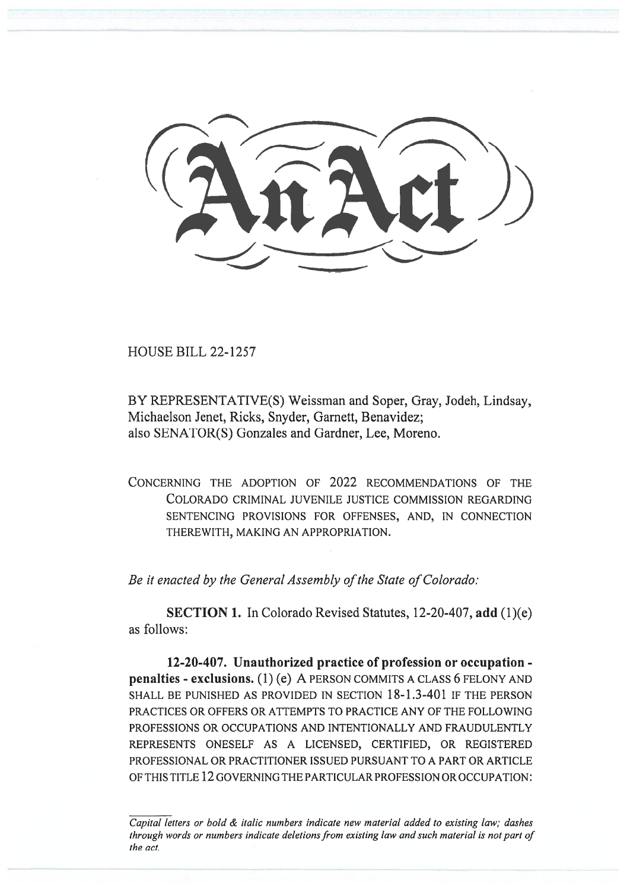# An Act

HOUSE BILL 22-1257

BY REPRESENTATIVE(S) Weissman and Soper, Gray, Jodeh, Lindsay, Michaelson Jenet, Ricks, Snyder, Garnett, Benavidez;
also SENATOR(S) Gonzales and Gardner, Lee, Moreno.

CONCERNING THE ADOPTION OF 2022 RECOMMENDATIONS OF THE COLORADO CRIMINAL JUVENILE JUSTICE COMMISSION REGARDING SENTENCING PROVISIONS FOR OFFENSES, AND, IN CONNECTION THEREWITH, MAKING AN APPROPRIATION.

*Be it enacted by the General Assembly of the State of Colorado:*

**SECTION 1.** In Colorado Revised Statutes, 12-20-407, **add** (1)(e) as follows:

**12-20-407. Unauthorized practice of profession or occupation - penalties - exclusions.** (1) (e) A PERSON COMMITS A CLASS 6 FELONY AND SHALL BE PUNISHED AS PROVIDED IN SECTION 18-1.3-401 IF THE PERSON PRACTICES OR OFFERS OR ATTEMPTS TO PRACTICE ANY OF THE FOLLOWING PROFESSIONS OR OCCUPATIONS AND INTENTIONALLY AND FRAUDULENTLY REPRESENTS ONESELF AS A LICENSED, CERTIFIED, OR REGISTERED PROFESSIONAL OR PRACTITIONER ISSUED PURSUANT TO A PART OR ARTICLE OF THIS TITLE 12 GOVERNING THE PARTICULAR PROFESSION OR OCCUPATION:

*Capital letters or bold & italic numbers indicate new material added to existing law; dashes through words or numbers indicate deletions from existing law and such material is not part of the act.*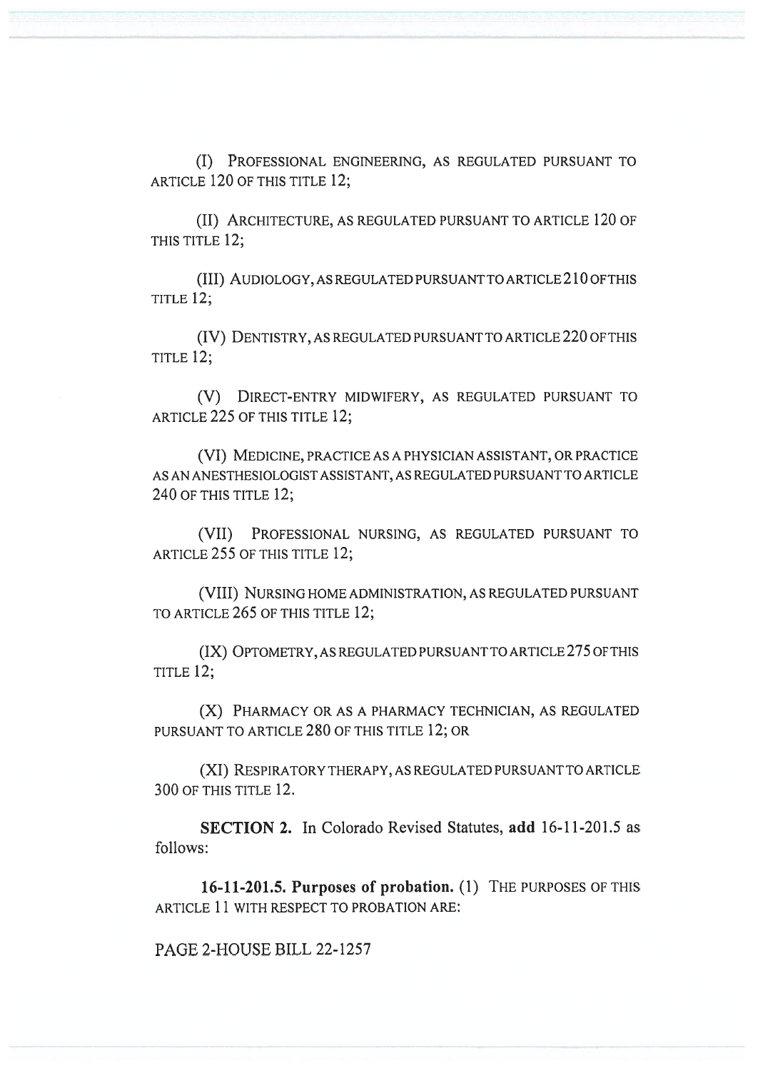(I) PROFESSIONAL ENGINEERING, AS REGULATED PURSUANT TO ARTICLE 120 OF THIS TITLE 12;

(II) ARCHITECTURE, AS REGULATED PURSUANT TO ARTICLE 120 OF THIS TITLE 12;

(III) AUDIOLOGY, AS REGULATED PURSUANT TO ARTICLE 210 OF THIS TITLE 12;

(IV) DENTISTRY, AS REGULATED PURSUANT TO ARTICLE 220 OF THIS TITLE 12;

(V) DIRECT-ENTRY MIDWIFERY, AS REGULATED PURSUANT TO ARTICLE 225 OF THIS TITLE 12;

(VI) MEDICINE, PRACTICE AS A PHYSICIAN ASSISTANT, OR PRACTICE AS AN ANESTHESIOLOGIST ASSISTANT, AS REGULATED PURSUANT TO ARTICLE 240 OF THIS TITLE 12;

(VII) PROFESSIONAL NURSING, AS REGULATED PURSUANT TO ARTICLE 255 OF THIS TITLE 12;

(VIII) NURSING HOME ADMINISTRATION, AS REGULATED PURSUANT TO ARTICLE 265 OF THIS TITLE 12;

(IX) OPTOMETRY, AS REGULATED PURSUANT TO ARTICLE 275 OF THIS TITLE 12;

(X) PHARMACY OR AS A PHARMACY TECHNICIAN, AS REGULATED PURSUANT TO ARTICLE 280 OF THIS TITLE 12; OR

(XI) RESPIRATORY THERAPY, AS REGULATED PURSUANT TO ARTICLE 300 OF THIS TITLE 12.

**SECTION 2.** In Colorado Revised Statutes, **add** 16-11-201.5 as follows:

**16-11-201.5. Purposes of probation.** (1) THE PURPOSES OF THIS ARTICLE 11 WITH RESPECT TO PROBATION ARE: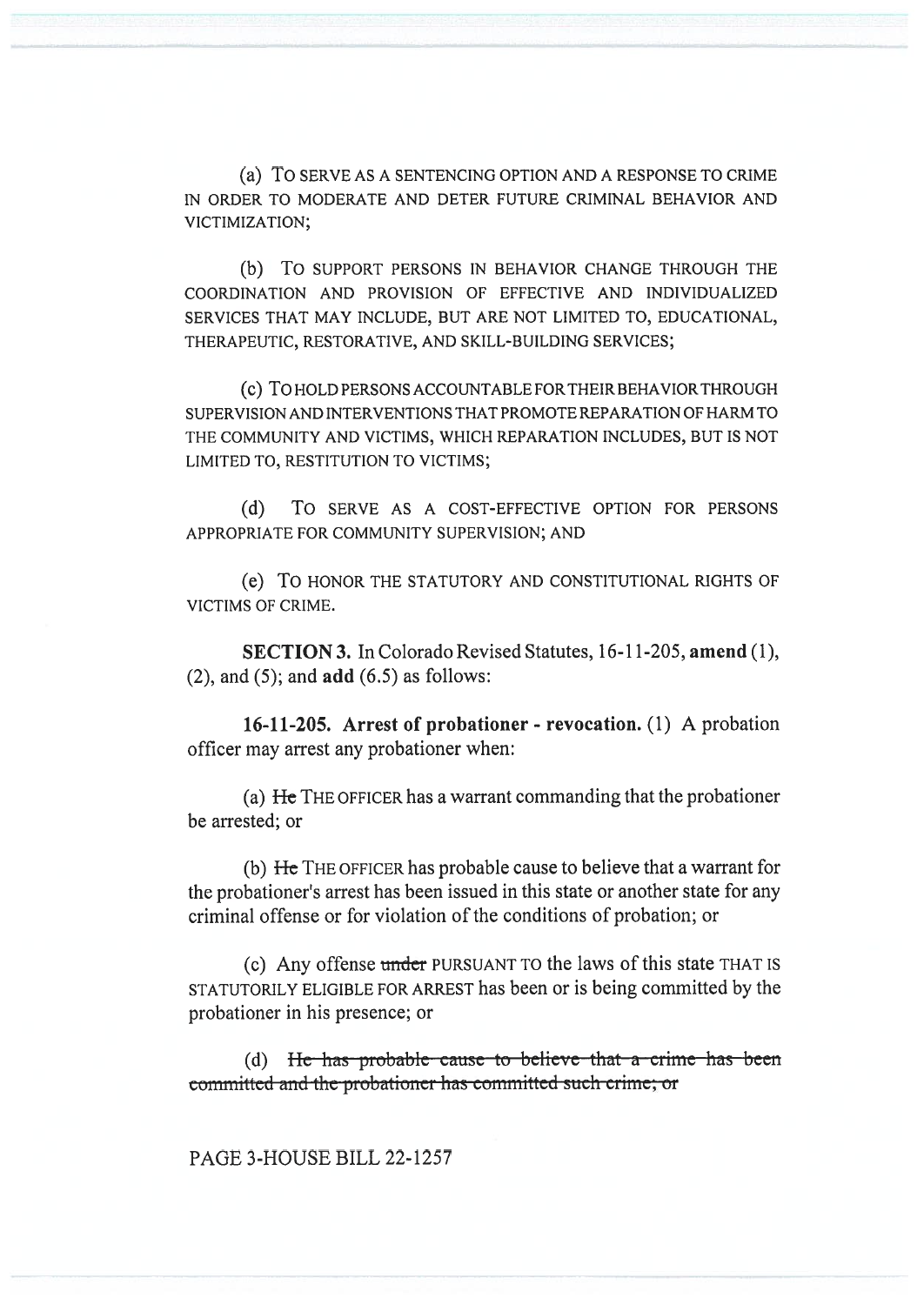(a) TO SERVE AS A SENTENCING OPTION AND A RESPONSE TO CRIME IN ORDER TO MODERATE AND DETER FUTURE CRIMINAL BEHAVIOR AND VICTIMIZATION;

(b) TO SUPPORT PERSONS IN BEHAVIOR CHANGE THROUGH THE COORDINATION AND PROVISION OF EFFECTIVE AND INDIVIDUALIZED SERVICES THAT MAY INCLUDE, BUT ARE NOT LIMITED TO, EDUCATIONAL, THERAPEUTIC, RESTORATIVE, AND SKILL-BUILDING SERVICES;

(c) TO HOLD PERSONS ACCOUNTABLE FOR THEIR BEHAVIOR THROUGH SUPERVISION AND INTERVENTIONS THAT PROMOTE REPARATION OF HARM TO THE COMMUNITY AND VICTIMS, WHICH REPARATION INCLUDES, BUT IS NOT LIMITED TO, RESTITUTION TO VICTIMS;

(d) TO SERVE AS A COST-EFFECTIVE OPTION FOR PERSONS APPROPRIATE FOR COMMUNITY SUPERVISION; AND

(e) TO HONOR THE STATUTORY AND CONSTITUTIONAL RIGHTS OF VICTIMS OF CRIME.

**SECTION 3.** In Colorado Revised Statutes, 16-11-205, **amend** (1), (2), and (5); and **add** (6.5) as follows:

**16-11-205. Arrest of probationer - revocation.** (1) A probation officer may arrest any probationer when:

(a) ~~He~~ THE OFFICER has a warrant commanding that the probationer be arrested; or

(b) ~~He~~ THE OFFICER has probable cause to believe that a warrant for the probationer's arrest has been issued in this state or another state for any criminal offense or for violation of the conditions of probation; or

(c) Any offense ~~under~~ PURSUANT TO the laws of this state THAT IS STATUTORILY ELIGIBLE FOR ARREST has been or is being committed by the probationer in his presence; or

(d) ~~He has probable cause to believe that a crime has been committed and the probationer has committed such crime; or~~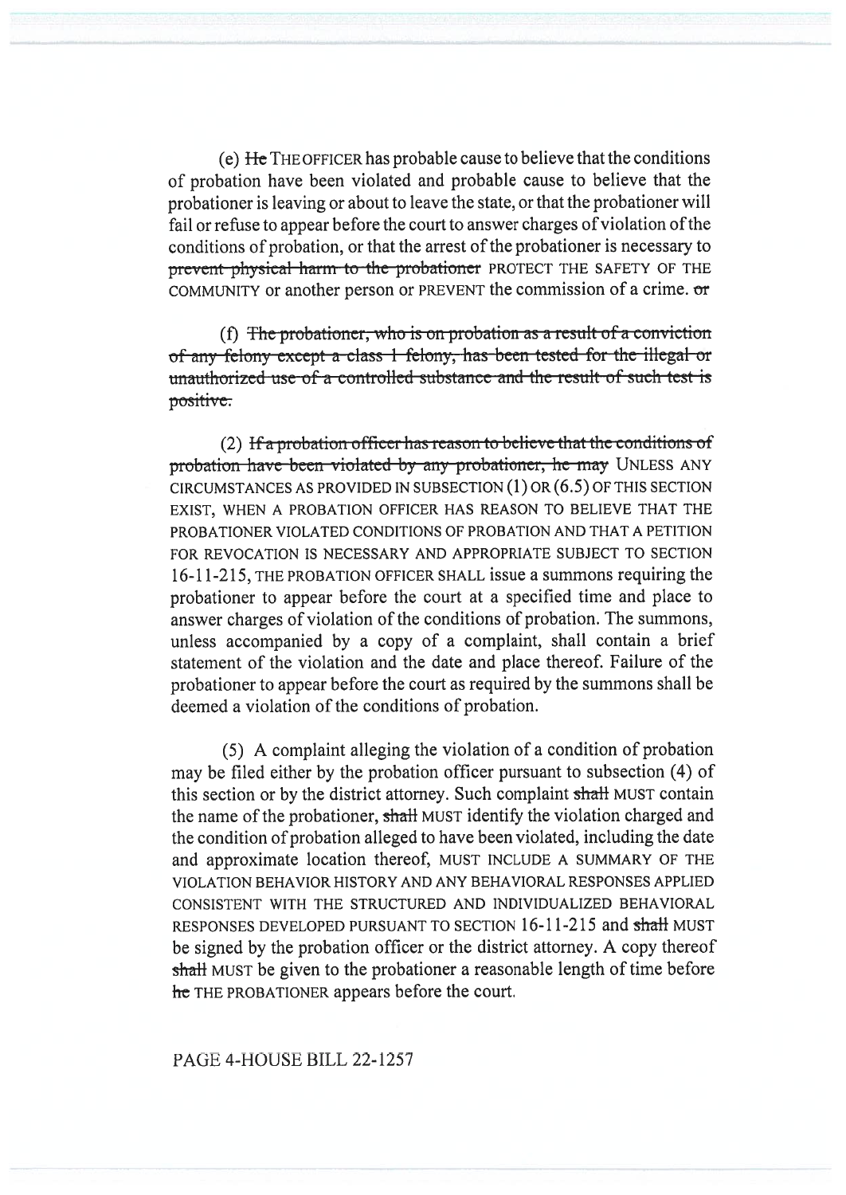(e) ~~He~~ THE OFFICER has probable cause to believe that the conditions of probation have been violated and probable cause to believe that the probationer is leaving or about to leave the state, or that the probationer will fail or refuse to appear before the court to answer charges of violation of the conditions of probation, or that the arrest of the probationer is necessary to ~~prevent physical harm to the probationer~~ PROTECT THE SAFETY OF THE COMMUNITY or another person or PREVENT the commission of a crime. ~~or~~

(f) ~~The probationer, who is on probation as a result of a conviction of any felony except a class 1 felony, has been tested for the illegal or unauthorized use of a controlled substance and the result of such test is positive.~~

(2) ~~If a probation officer has reason to believe that the conditions of probation have been violated by any probationer, he may~~ UNLESS ANY CIRCUMSTANCES AS PROVIDED IN SUBSECTION (1) OR (6.5) OF THIS SECTION EXIST, WHEN A PROBATION OFFICER HAS REASON TO BELIEVE THAT THE PROBATIONER VIOLATED CONDITIONS OF PROBATION AND THAT A PETITION FOR REVOCATION IS NECESSARY AND APPROPRIATE SUBJECT TO SECTION 16-11-215, THE PROBATION OFFICER SHALL issue a summons requiring the probationer to appear before the court at a specified time and place to answer charges of violation of the conditions of probation. The summons, unless accompanied by a copy of a complaint, shall contain a brief statement of the violation and the date and place thereof. Failure of the probationer to appear before the court as required by the summons shall be deemed a violation of the conditions of probation.

(5) A complaint alleging the violation of a condition of probation may be filed either by the probation officer pursuant to subsection (4) of this section or by the district attorney. Such complaint ~~shall~~ MUST contain the name of the probationer, ~~shall~~ MUST identify the violation charged and the condition of probation alleged to have been violated, including the date and approximate location thereof, MUST INCLUDE A SUMMARY OF THE VIOLATION BEHAVIOR HISTORY AND ANY BEHAVIORAL RESPONSES APPLIED CONSISTENT WITH THE STRUCTURED AND INDIVIDUALIZED BEHAVIORAL RESPONSES DEVELOPED PURSUANT TO SECTION 16-11-215 and ~~shall~~ MUST be signed by the probation officer or the district attorney. A copy thereof ~~shall~~ MUST be given to the probationer a reasonable length of time before ~~he~~ THE PROBATIONER appears before the court.

PAGE 4-HOUSE BILL 22-1257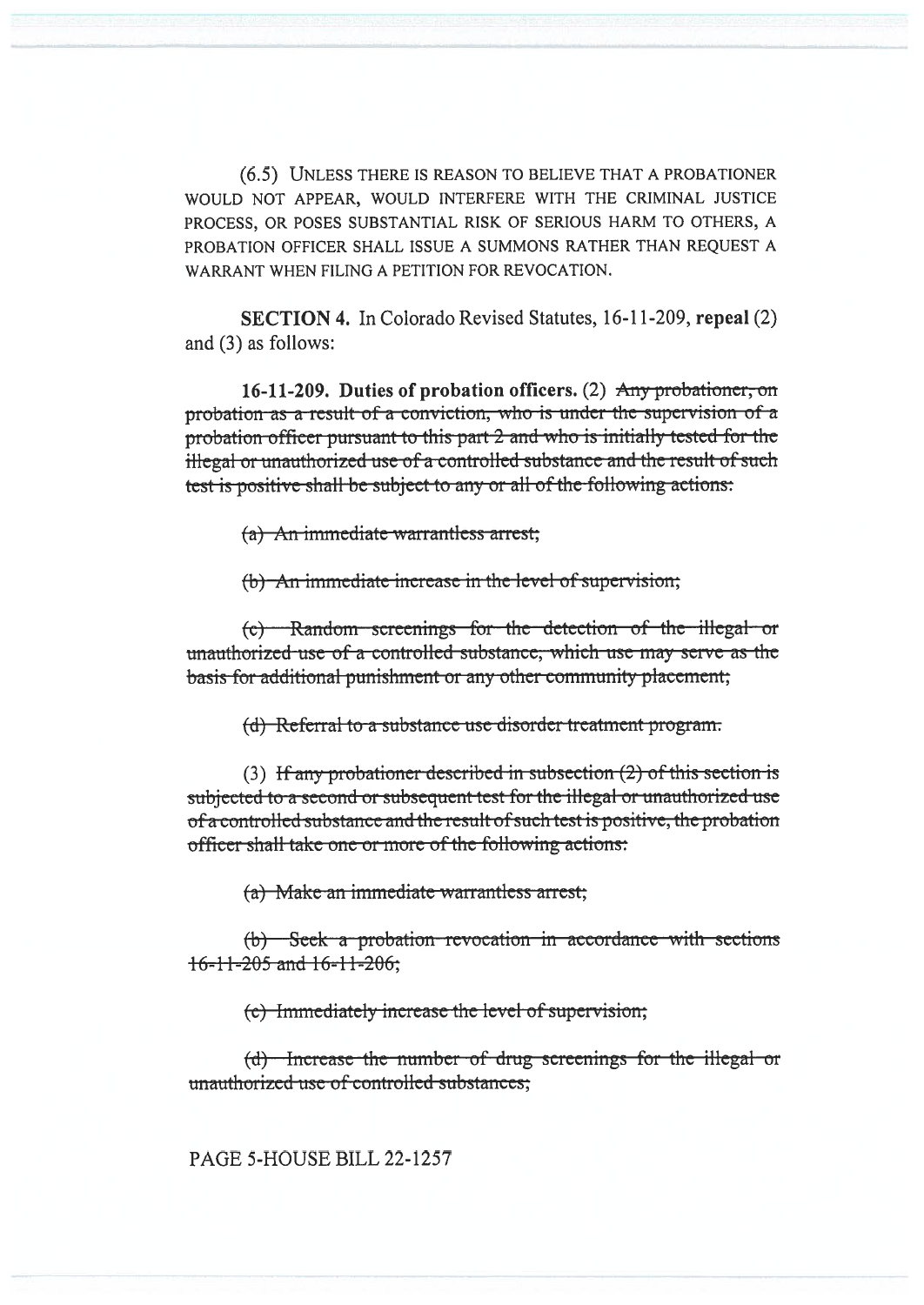(6.5) UNLESS THERE IS REASON TO BELIEVE THAT A PROBATIONER WOULD NOT APPEAR, WOULD INTERFERE WITH THE CRIMINAL JUSTICE PROCESS, OR POSES SUBSTANTIAL RISK OF SERIOUS HARM TO OTHERS, A PROBATION OFFICER SHALL ISSUE A SUMMONS RATHER THAN REQUEST A WARRANT WHEN FILING A PETITION FOR REVOCATION.

**SECTION 4.** In Colorado Revised Statutes, 16-11-209, **repeal** (2) and (3) as follows:

**16-11-209. Duties of probation officers.** (2) ~~Any probationer, on probation as a result of a conviction, who is under the supervision of a probation officer pursuant to this part 2 and who is initially tested for the illegal or unauthorized use of a controlled substance and the result of such test is positive shall be subject to any or all of the following actions:~~

~~(a) An immediate warrantless arrest;~~

~~(b) An immediate increase in the level of supervision;~~

~~(c) Random screenings for the detection of the illegal or unauthorized use of a controlled substance, which use may serve as the basis for additional punishment or any other community placement;~~

~~(d) Referral to a substance use disorder treatment program.~~

(3) ~~If any probationer described in subsection (2) of this section is subjected to a second or subsequent test for the illegal or unauthorized use of a controlled substance and the result of such test is positive, the probation officer shall take one or more of the following actions:~~

~~(a) Make an immediate warrantless arrest;~~

~~(b) Seek a probation revocation in accordance with sections 16-11-205 and 16-11-206;~~

~~(c) Immediately increase the level of supervision;~~

~~(d) Increase the number of drug screenings for the illegal or unauthorized use of controlled substances;~~

PAGE 5-HOUSE BILL 22-1257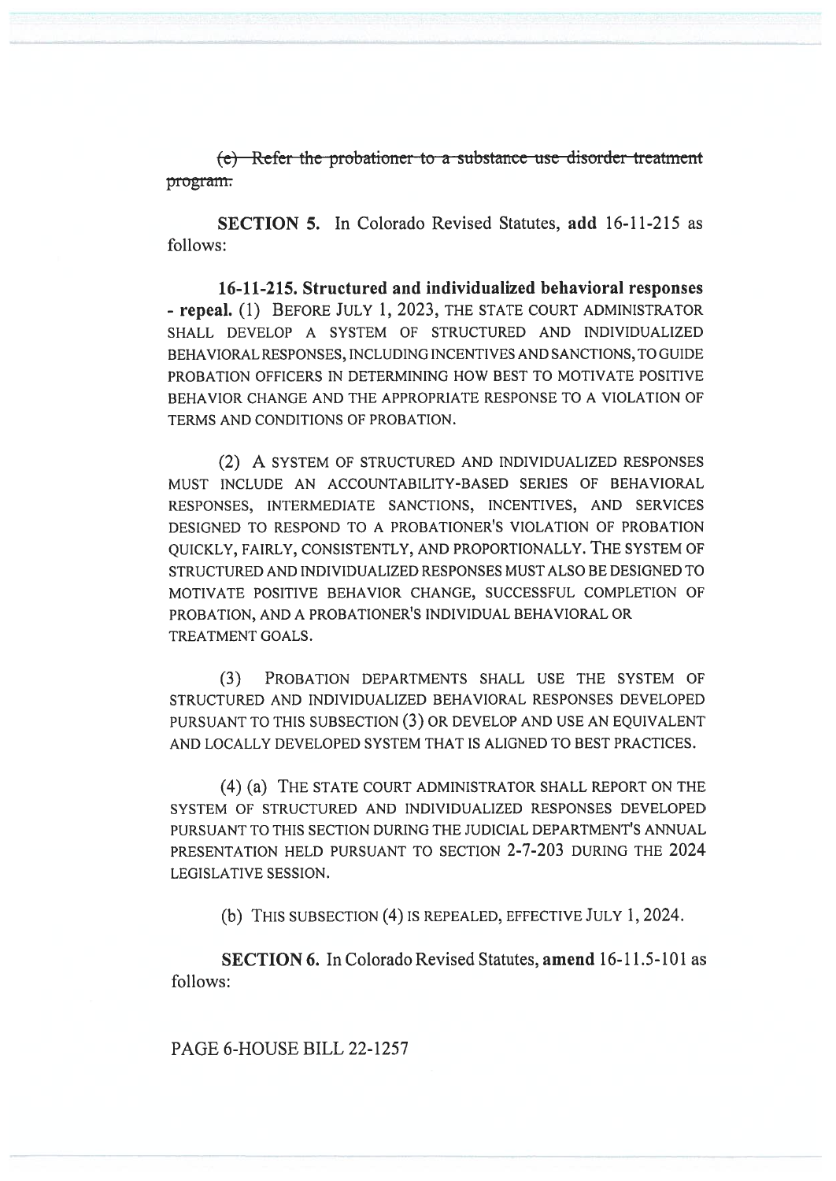~~(e) Refer the probationer to a substance use disorder treatment program.~~

**SECTION 5.** In Colorado Revised Statutes, **add** 16-11-215 as follows:

**16-11-215. Structured and individualized behavioral responses - repeal.** (1) BEFORE JULY 1, 2023, THE STATE COURT ADMINISTRATOR SHALL DEVELOP A SYSTEM OF STRUCTURED AND INDIVIDUALIZED BEHAVIORAL RESPONSES, INCLUDING INCENTIVES AND SANCTIONS, TO GUIDE PROBATION OFFICERS IN DETERMINING HOW BEST TO MOTIVATE POSITIVE BEHAVIOR CHANGE AND THE APPROPRIATE RESPONSE TO A VIOLATION OF TERMS AND CONDITIONS OF PROBATION.

(2) A SYSTEM OF STRUCTURED AND INDIVIDUALIZED RESPONSES MUST INCLUDE AN ACCOUNTABILITY-BASED SERIES OF BEHAVIORAL RESPONSES, INTERMEDIATE SANCTIONS, INCENTIVES, AND SERVICES DESIGNED TO RESPOND TO A PROBATIONER'S VIOLATION OF PROBATION QUICKLY, FAIRLY, CONSISTENTLY, AND PROPORTIONALLY. THE SYSTEM OF STRUCTURED AND INDIVIDUALIZED RESPONSES MUST ALSO BE DESIGNED TO MOTIVATE POSITIVE BEHAVIOR CHANGE, SUCCESSFUL COMPLETION OF PROBATION, AND A PROBATIONER'S INDIVIDUAL BEHAVIORAL OR TREATMENT GOALS.

(3) PROBATION DEPARTMENTS SHALL USE THE SYSTEM OF STRUCTURED AND INDIVIDUALIZED BEHAVIORAL RESPONSES DEVELOPED PURSUANT TO THIS SUBSECTION (3) OR DEVELOP AND USE AN EQUIVALENT AND LOCALLY DEVELOPED SYSTEM THAT IS ALIGNED TO BEST PRACTICES.

(4) (a) THE STATE COURT ADMINISTRATOR SHALL REPORT ON THE SYSTEM OF STRUCTURED AND INDIVIDUALIZED RESPONSES DEVELOPED PURSUANT TO THIS SECTION DURING THE JUDICIAL DEPARTMENT'S ANNUAL PRESENTATION HELD PURSUANT TO SECTION 2-7-203 DURING THE 2024 LEGISLATIVE SESSION.

(b) THIS SUBSECTION (4) IS REPEALED, EFFECTIVE JULY 1, 2024.

**SECTION 6.** In Colorado Revised Statutes, **amend** 16-11.5-101 as follows: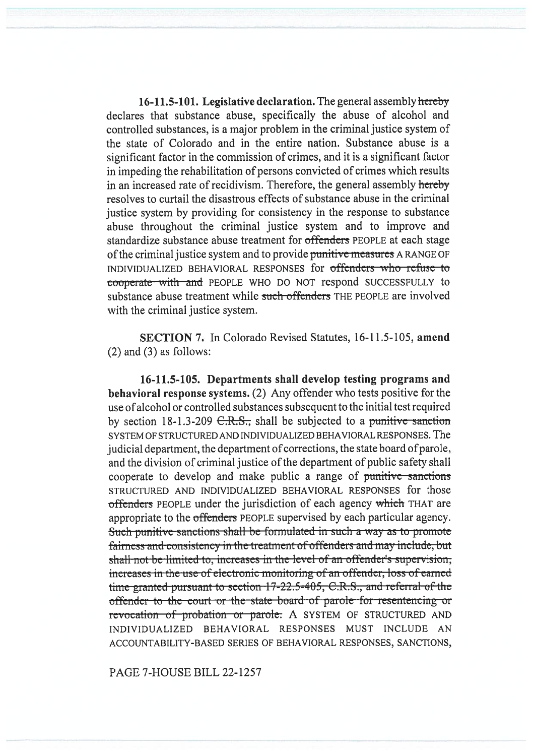**16-11.5-101. Legislative declaration.** The general assembly ~~hereby~~ declares that substance abuse, specifically the abuse of alcohol and controlled substances, is a major problem in the criminal justice system of the state of Colorado and in the entire nation. Substance abuse is a significant factor in the commission of crimes, and it is a significant factor in impeding the rehabilitation of persons convicted of crimes which results in an increased rate of recidivism. Therefore, the general assembly ~~hereby~~ resolves to curtail the disastrous effects of substance abuse in the criminal justice system by providing for consistency in the response to substance abuse throughout the criminal justice system and to improve and standardize substance abuse treatment for ~~offenders~~ PEOPLE at each stage of the criminal justice system and to provide ~~punitive measures~~ A RANGE OF INDIVIDUALIZED BEHAVIORAL RESPONSES for ~~offenders who refuse to cooperate with and~~ PEOPLE WHO DO NOT respond SUCCESSFULLY to substance abuse treatment while ~~such offenders~~ THE PEOPLE are involved with the criminal justice system.

**SECTION 7.** In Colorado Revised Statutes, 16-11.5-105, **amend** (2) and (3) as follows:

**16-11.5-105. Departments shall develop testing programs and behavioral response systems.** (2) Any offender who tests positive for the use of alcohol or controlled substances subsequent to the initial test required by section 18-1.3-209 ~~C.R.S.,~~ shall be subjected to a ~~punitive sanction~~ SYSTEM OF STRUCTURED AND INDIVIDUALIZED BEHAVIORAL RESPONSES. The judicial department, the department of corrections, the state board of parole, and the division of criminal justice of the department of public safety shall cooperate to develop and make public a range of ~~punitive sanctions~~ STRUCTURED AND INDIVIDUALIZED BEHAVIORAL RESPONSES for those ~~offenders~~ PEOPLE under the jurisdiction of each agency ~~which~~ THAT are appropriate to the ~~offenders~~ PEOPLE supervised by each particular agency. ~~Such punitive sanctions shall be formulated in such a way as to promote fairness and consistency in the treatment of offenders and may include, but shall not be limited to, increases in the level of an offender's supervision, increases in the use of electronic monitoring of an offender, loss of earned time granted pursuant to section 17-22.5-405, C.R.S., and referral of the offender to the court or the state board of parole for resentencing or revocation of probation or parole.~~ A SYSTEM OF STRUCTURED AND INDIVIDUALIZED BEHAVIORAL RESPONSES MUST INCLUDE AN ACCOUNTABILITY-BASED SERIES OF BEHAVIORAL RESPONSES, SANCTIONS,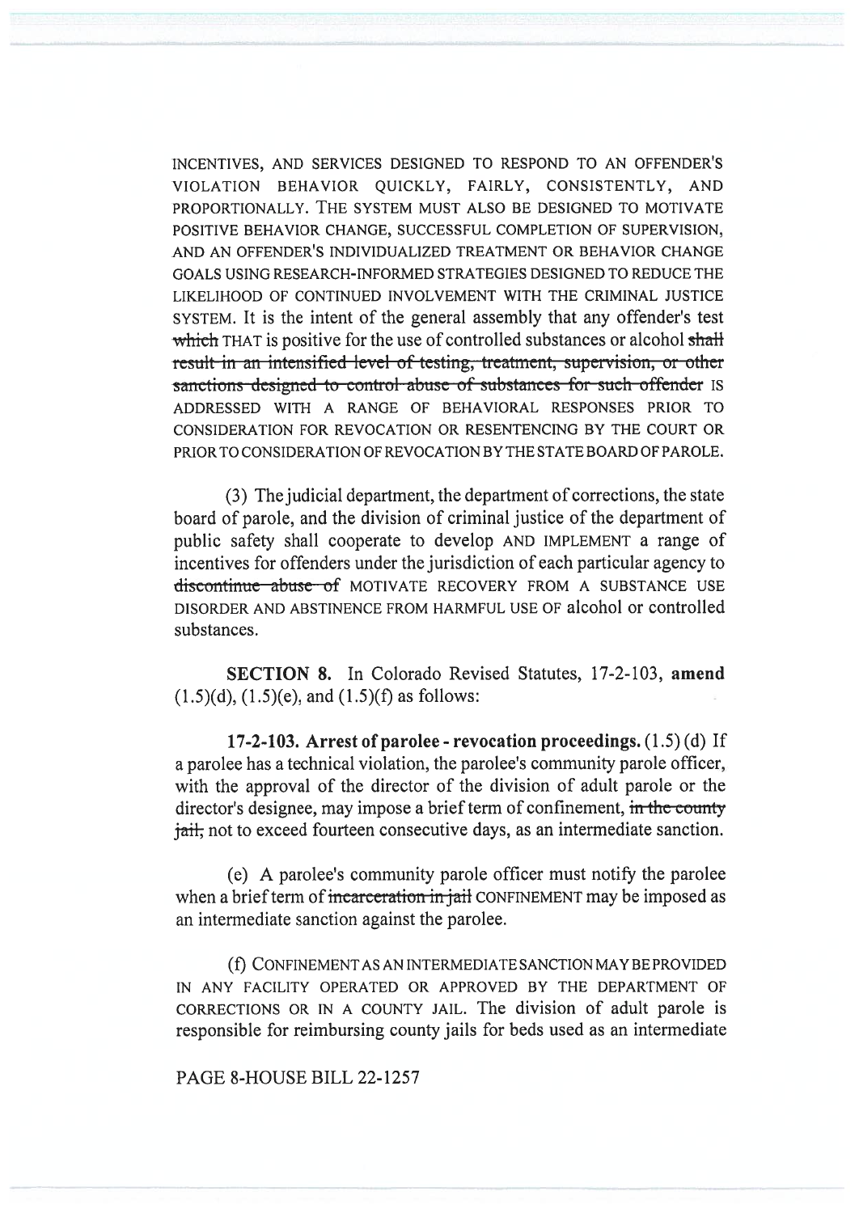INCENTIVES, AND SERVICES DESIGNED TO RESPOND TO AN OFFENDER'S VIOLATION BEHAVIOR QUICKLY, FAIRLY, CONSISTENTLY, AND PROPORTIONALLY. THE SYSTEM MUST ALSO BE DESIGNED TO MOTIVATE POSITIVE BEHAVIOR CHANGE, SUCCESSFUL COMPLETION OF SUPERVISION, AND AN OFFENDER'S INDIVIDUALIZED TREATMENT OR BEHAVIOR CHANGE GOALS USING RESEARCH-INFORMED STRATEGIES DESIGNED TO REDUCE THE LIKELIHOOD OF CONTINUED INVOLVEMENT WITH THE CRIMINAL JUSTICE SYSTEM. It is the intent of the general assembly that any offender's test ~~which~~ THAT is positive for the use of controlled substances or alcohol ~~shall result in an intensified level of testing, treatment, supervision, or other sanctions designed to control abuse of substances for such offender~~ IS ADDRESSED WITH A RANGE OF BEHAVIORAL RESPONSES PRIOR TO CONSIDERATION FOR REVOCATION OR RESENTENCING BY THE COURT OR PRIOR TO CONSIDERATION OF REVOCATION BY THE STATE BOARD OF PAROLE.

(3) The judicial department, the department of corrections, the state board of parole, and the division of criminal justice of the department of public safety shall cooperate to develop AND IMPLEMENT a range of incentives for offenders under the jurisdiction of each particular agency to ~~discontinue abuse of~~ MOTIVATE RECOVERY FROM A SUBSTANCE USE DISORDER AND ABSTINENCE FROM HARMFUL USE OF alcohol or controlled substances.

**SECTION 8.** In Colorado Revised Statutes, 17-2-103, **amend** (1.5)(d), (1.5)(e), and (1.5)(f) as follows:

**17-2-103. Arrest of parolee - revocation proceedings.** (1.5) (d) If a parolee has a technical violation, the parolee's community parole officer, with the approval of the director of the division of adult parole or the director's designee, may impose a brief term of confinement, ~~in the county jail,~~ not to exceed fourteen consecutive days, as an intermediate sanction.

(e) A parolee's community parole officer must notify the parolee when a brief term of ~~incarceration in jail~~ CONFINEMENT may be imposed as an intermediate sanction against the parolee.

(f) CONFINEMENT AS AN INTERMEDIATE SANCTION MAY BE PROVIDED IN ANY FACILITY OPERATED OR APPROVED BY THE DEPARTMENT OF CORRECTIONS OR IN A COUNTY JAIL. The division of adult parole is responsible for reimbursing county jails for beds used as an intermediate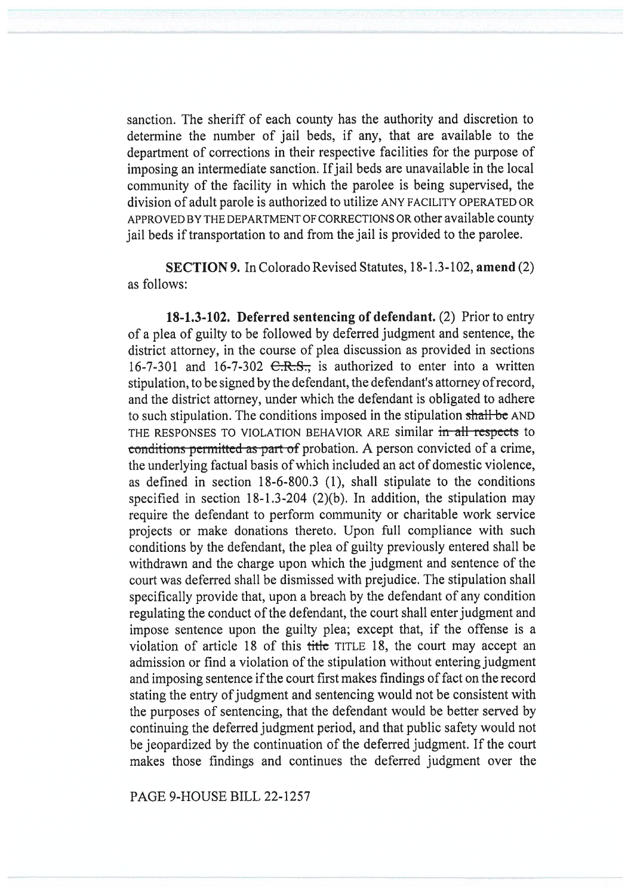sanction. The sheriff of each county has the authority and discretion to determine the number of jail beds, if any, that are available to the department of corrections in their respective facilities for the purpose of imposing an intermediate sanction. If jail beds are unavailable in the local community of the facility in which the parolee is being supervised, the division of adult parole is authorized to utilize ANY FACILITY OPERATED OR APPROVED BY THE DEPARTMENT OF CORRECTIONS OR other available county jail beds if transportation to and from the jail is provided to the parolee.

**SECTION 9.** In Colorado Revised Statutes, 18-1.3-102, **amend** (2) as follows:

**18-1.3-102. Deferred sentencing of defendant.** (2) Prior to entry of a plea of guilty to be followed by deferred judgment and sentence, the district attorney, in the course of plea discussion as provided in sections 16-7-301 and 16-7-302 ~~C.R.S.,~~ is authorized to enter into a written stipulation, to be signed by the defendant, the defendant's attorney of record, and the district attorney, under which the defendant is obligated to adhere to such stipulation. The conditions imposed in the stipulation ~~shall be~~ AND THE RESPONSES TO VIOLATION BEHAVIOR ARE similar ~~in all respects~~ to ~~conditions permitted as part of~~ probation. A person convicted of a crime, the underlying factual basis of which included an act of domestic violence, as defined in section 18-6-800.3 (1), shall stipulate to the conditions specified in section 18-1.3-204 (2)(b). In addition, the stipulation may require the defendant to perform community or charitable work service projects or make donations thereto. Upon full compliance with such conditions by the defendant, the plea of guilty previously entered shall be withdrawn and the charge upon which the judgment and sentence of the court was deferred shall be dismissed with prejudice. The stipulation shall specifically provide that, upon a breach by the defendant of any condition regulating the conduct of the defendant, the court shall enter judgment and impose sentence upon the guilty plea; except that, if the offense is a violation of article 18 of this ~~title~~ TITLE 18, the court may accept an admission or find a violation of the stipulation without entering judgment and imposing sentence if the court first makes findings of fact on the record stating the entry of judgment and sentencing would not be consistent with the purposes of sentencing, that the defendant would be better served by continuing the deferred judgment period, and that public safety would not be jeopardized by the continuation of the deferred judgment. If the court makes those findings and continues the deferred judgment over the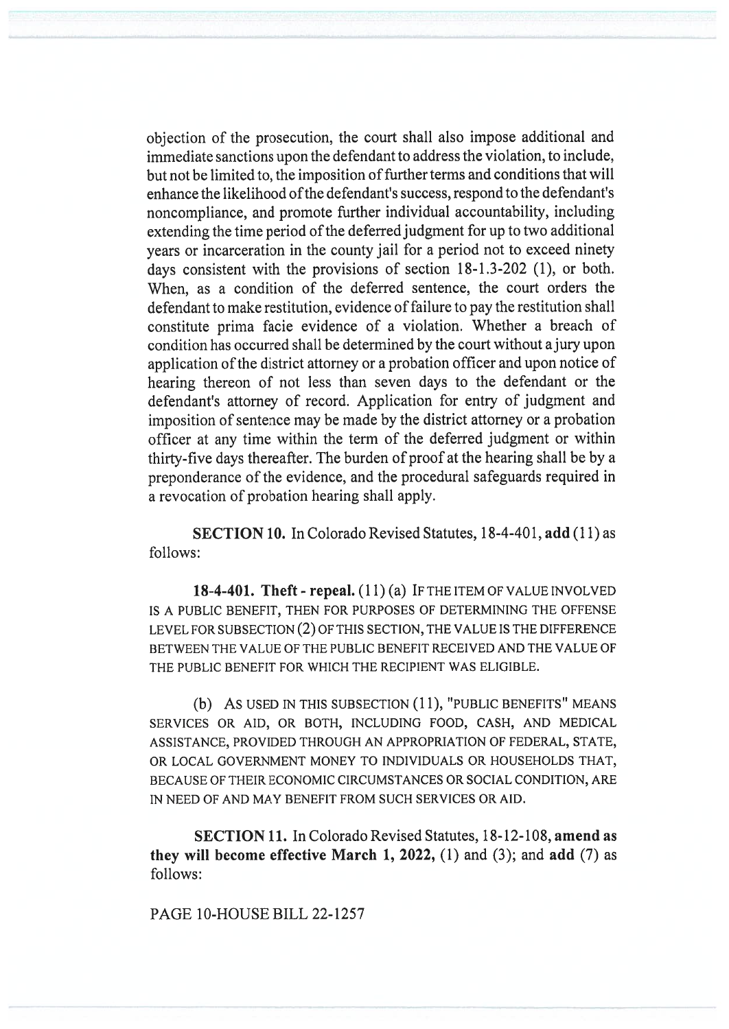objection of the prosecution, the court shall also impose additional and immediate sanctions upon the defendant to address the violation, to include, but not be limited to, the imposition of further terms and conditions that will enhance the likelihood of the defendant's success, respond to the defendant's noncompliance, and promote further individual accountability, including extending the time period of the deferred judgment for up to two additional years or incarceration in the county jail for a period not to exceed ninety days consistent with the provisions of section 18-1.3-202 (1), or both. When, as a condition of the deferred sentence, the court orders the defendant to make restitution, evidence of failure to pay the restitution shall constitute prima facie evidence of a violation. Whether a breach of condition has occurred shall be determined by the court without a jury upon application of the district attorney or a probation officer and upon notice of hearing thereon of not less than seven days to the defendant or the defendant's attorney of record. Application for entry of judgment and imposition of sentence may be made by the district attorney or a probation officer at any time within the term of the deferred judgment or within thirty-five days thereafter. The burden of proof at the hearing shall be by a preponderance of the evidence, and the procedural safeguards required in a revocation of probation hearing shall apply.

**SECTION 10.** In Colorado Revised Statutes, 18-4-401, **add** (11) as follows:

**18-4-401. Theft - repeal.** (11) (a) IF THE ITEM OF VALUE INVOLVED IS A PUBLIC BENEFIT, THEN FOR PURPOSES OF DETERMINING THE OFFENSE LEVEL FOR SUBSECTION (2) OF THIS SECTION, THE VALUE IS THE DIFFERENCE BETWEEN THE VALUE OF THE PUBLIC BENEFIT RECEIVED AND THE VALUE OF THE PUBLIC BENEFIT FOR WHICH THE RECIPIENT WAS ELIGIBLE.

(b) AS USED IN THIS SUBSECTION (11), "PUBLIC BENEFITS" MEANS SERVICES OR AID, OR BOTH, INCLUDING FOOD, CASH, AND MEDICAL ASSISTANCE, PROVIDED THROUGH AN APPROPRIATION OF FEDERAL, STATE, OR LOCAL GOVERNMENT MONEY TO INDIVIDUALS OR HOUSEHOLDS THAT, BECAUSE OF THEIR ECONOMIC CIRCUMSTANCES OR SOCIAL CONDITION, ARE IN NEED OF AND MAY BENEFIT FROM SUCH SERVICES OR AID.

**SECTION 11.** In Colorado Revised Statutes, 18-12-108, **amend as they will become effective March 1, 2022,** (1) and (3); and **add** (7) as follows: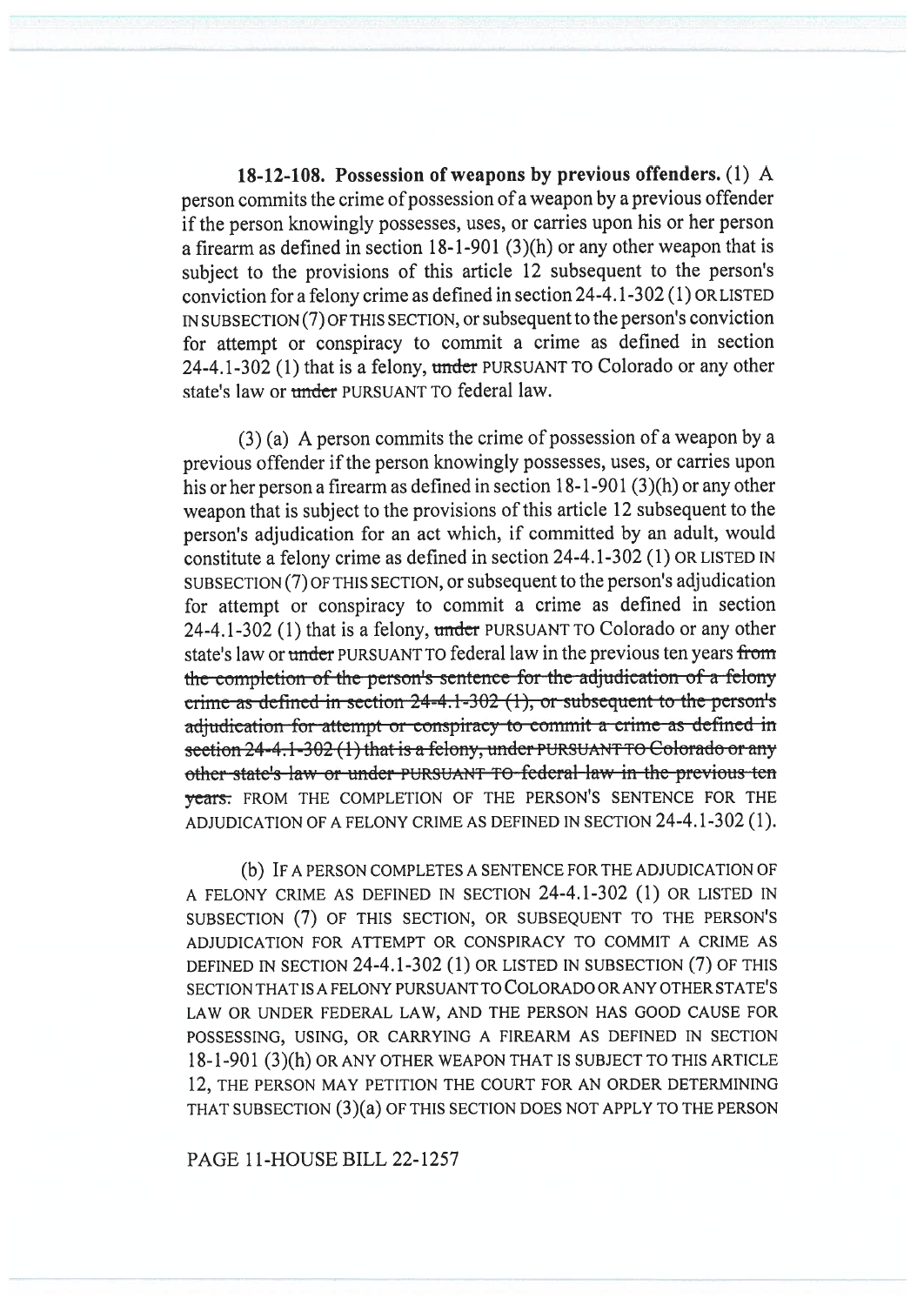**18-12-108. Possession of weapons by previous offenders.** (1) A person commits the crime of possession of a weapon by a previous offender if the person knowingly possesses, uses, or carries upon his or her person a firearm as defined in section 18-1-901 (3)(h) or any other weapon that is subject to the provisions of this article 12 subsequent to the person's conviction for a felony crime as defined in section 24-4.1-302 (1) OR LISTED IN SUBSECTION (7) OF THIS SECTION, or subsequent to the person's conviction for attempt or conspiracy to commit a crime as defined in section 24-4.1-302 (1) that is a felony, ~~under~~ PURSUANT TO Colorado or any other state's law or ~~under~~ PURSUANT TO federal law.

(3) (a) A person commits the crime of possession of a weapon by a previous offender if the person knowingly possesses, uses, or carries upon his or her person a firearm as defined in section 18-1-901 (3)(h) or any other weapon that is subject to the provisions of this article 12 subsequent to the person's adjudication for an act which, if committed by an adult, would constitute a felony crime as defined in section 24-4.1-302 (1) OR LISTED IN SUBSECTION (7) OF THIS SECTION, or subsequent to the person's adjudication for attempt or conspiracy to commit a crime as defined in section 24-4.1-302 (1) that is a felony, ~~under~~ PURSUANT TO Colorado or any other state's law or ~~under~~ PURSUANT TO federal law in the previous ten years ~~from the completion of the person's sentence for the adjudication of a felony crime as defined in section 24-4.1-302 (1), or subsequent to the person's adjudication for attempt or conspiracy to commit a crime as defined in section 24-4.1-302 (1) that is a felony, under PURSUANT TO Colorado or any other state's law or under PURSUANT TO federal law in the previous ten years.~~ FROM THE COMPLETION OF THE PERSON'S SENTENCE FOR THE ADJUDICATION OF A FELONY CRIME AS DEFINED IN SECTION 24-4.1-302 (1).

(b) IF A PERSON COMPLETES A SENTENCE FOR THE ADJUDICATION OF A FELONY CRIME AS DEFINED IN SECTION 24-4.1-302 (1) OR LISTED IN SUBSECTION (7) OF THIS SECTION, OR SUBSEQUENT TO THE PERSON'S ADJUDICATION FOR ATTEMPT OR CONSPIRACY TO COMMIT A CRIME AS DEFINED IN SECTION 24-4.1-302 (1) OR LISTED IN SUBSECTION (7) OF THIS SECTION THAT IS A FELONY PURSUANT TO COLORADO OR ANY OTHER STATE'S LAW OR UNDER FEDERAL LAW, AND THE PERSON HAS GOOD CAUSE FOR POSSESSING, USING, OR CARRYING A FIREARM AS DEFINED IN SECTION 18-1-901 (3)(h) OR ANY OTHER WEAPON THAT IS SUBJECT TO THIS ARTICLE 12, THE PERSON MAY PETITION THE COURT FOR AN ORDER DETERMINING THAT SUBSECTION (3)(a) OF THIS SECTION DOES NOT APPLY TO THE PERSON

PAGE 11-HOUSE BILL 22-1257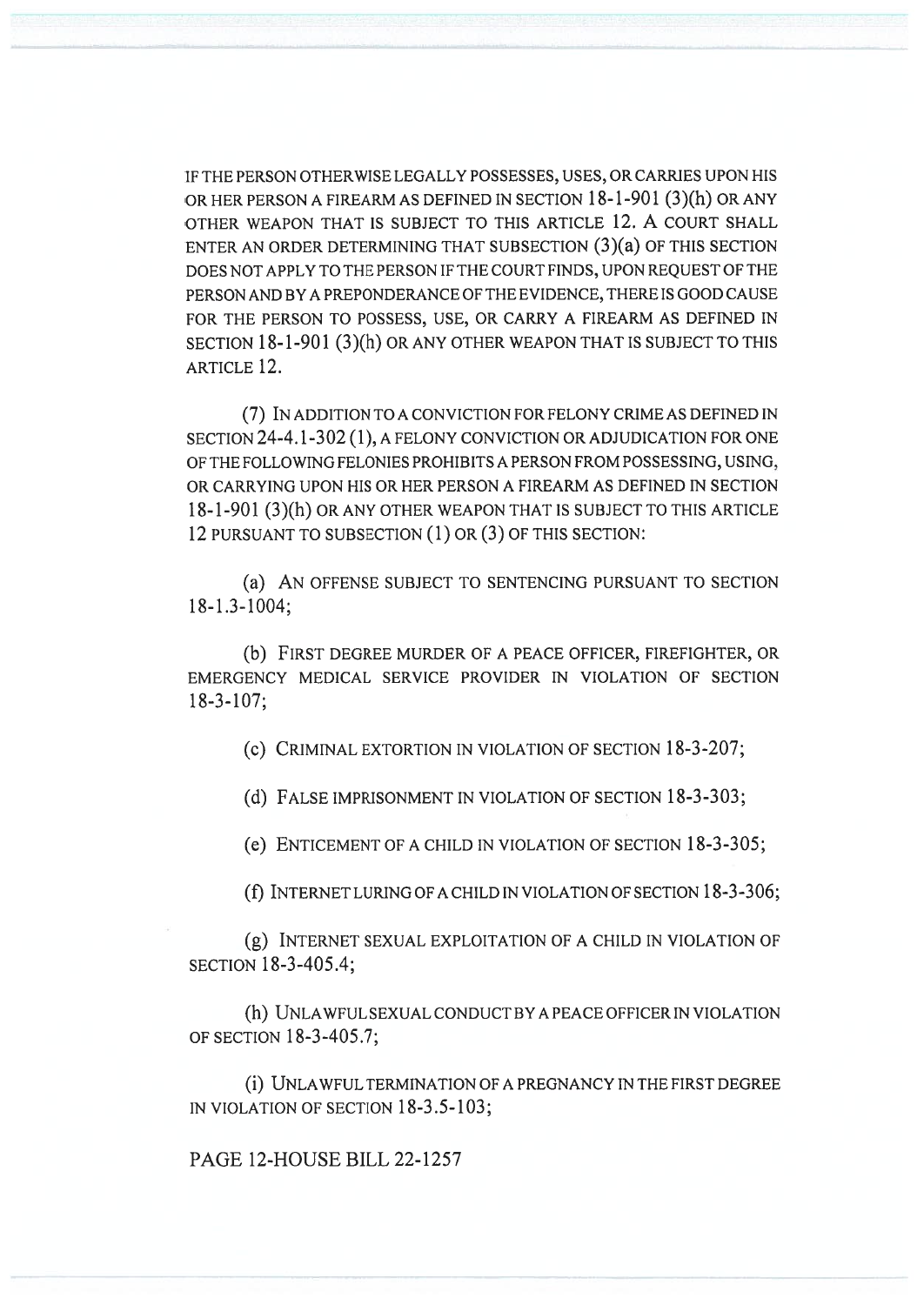IF THE PERSON OTHERWISE LEGALLY POSSESSES, USES, OR CARRIES UPON HIS OR HER PERSON A FIREARM AS DEFINED IN SECTION 18-1-901 (3)(h) OR ANY OTHER WEAPON THAT IS SUBJECT TO THIS ARTICLE 12. A COURT SHALL ENTER AN ORDER DETERMINING THAT SUBSECTION (3)(a) OF THIS SECTION DOES NOT APPLY TO THE PERSON IF THE COURT FINDS, UPON REQUEST OF THE PERSON AND BY A PREPONDERANCE OF THE EVIDENCE, THERE IS GOOD CAUSE FOR THE PERSON TO POSSESS, USE, OR CARRY A FIREARM AS DEFINED IN SECTION 18-1-901 (3)(h) OR ANY OTHER WEAPON THAT IS SUBJECT TO THIS ARTICLE 12.

(7) IN ADDITION TO A CONVICTION FOR FELONY CRIME AS DEFINED IN SECTION 24-4.1-302 (1), A FELONY CONVICTION OR ADJUDICATION FOR ONE OF THE FOLLOWING FELONIES PROHIBITS A PERSON FROM POSSESSING, USING, OR CARRYING UPON HIS OR HER PERSON A FIREARM AS DEFINED IN SECTION 18-1-901 (3)(h) OR ANY OTHER WEAPON THAT IS SUBJECT TO THIS ARTICLE 12 PURSUANT TO SUBSECTION (1) OR (3) OF THIS SECTION:

(a) AN OFFENSE SUBJECT TO SENTENCING PURSUANT TO SECTION 18-1.3-1004;

(b) FIRST DEGREE MURDER OF A PEACE OFFICER, FIREFIGHTER, OR EMERGENCY MEDICAL SERVICE PROVIDER IN VIOLATION OF SECTION 18-3-107;

(c) CRIMINAL EXTORTION IN VIOLATION OF SECTION 18-3-207;

(d) FALSE IMPRISONMENT IN VIOLATION OF SECTION 18-3-303;

(e) ENTICEMENT OF A CHILD IN VIOLATION OF SECTION 18-3-305;

(f) INTERNET LURING OF A CHILD IN VIOLATION OF SECTION 18-3-306;

(g) INTERNET SEXUAL EXPLOITATION OF A CHILD IN VIOLATION OF SECTION 18-3-405.4;

(h) UNLAWFUL SEXUAL CONDUCT BY A PEACE OFFICER IN VIOLATION OF SECTION 18-3-405.7;

(i) UNLAWFUL TERMINATION OF A PREGNANCY IN THE FIRST DEGREE IN VIOLATION OF SECTION 18-3.5-103;

PAGE 12-HOUSE BILL 22-1257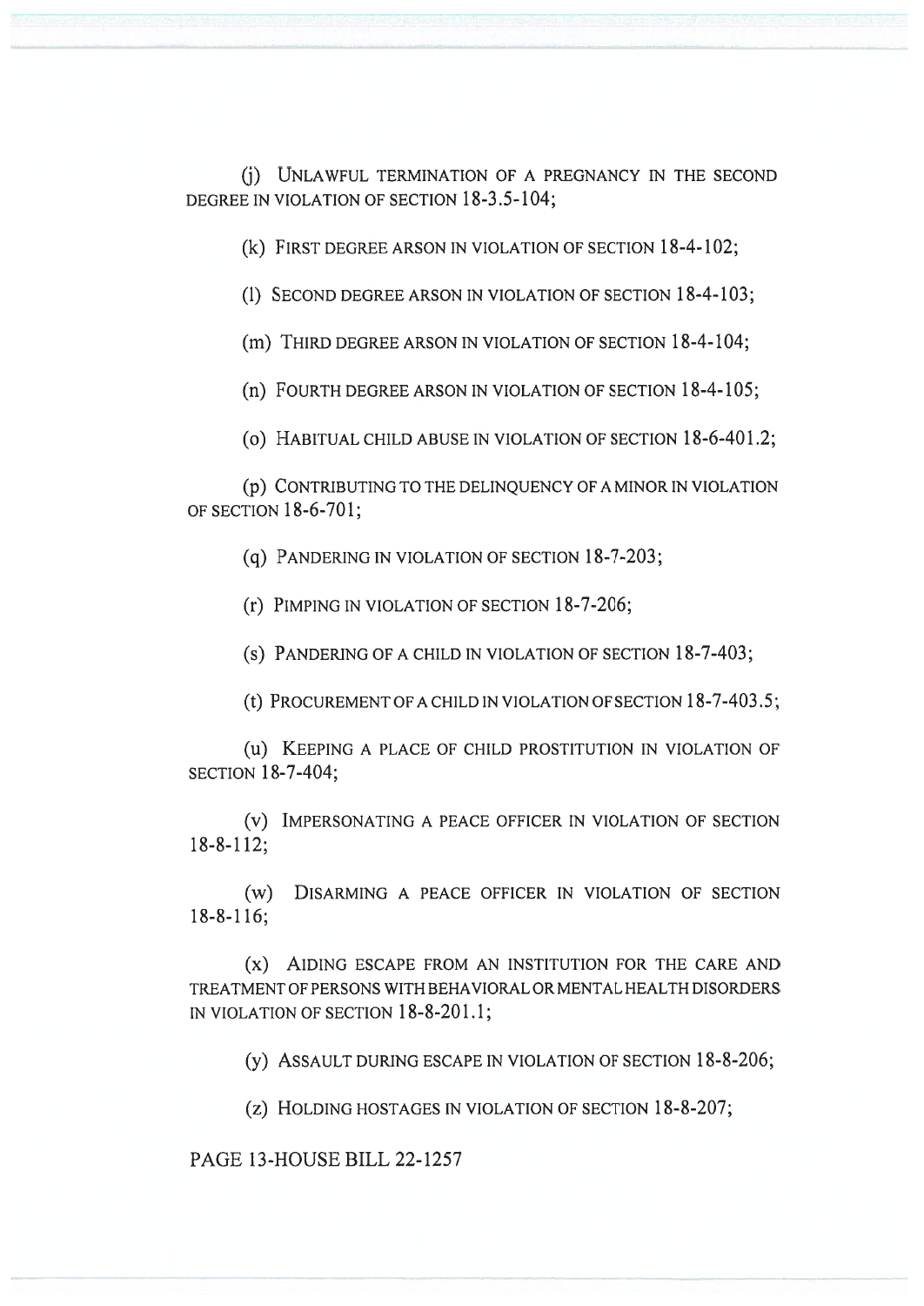(j) UNLAWFUL TERMINATION OF A PREGNANCY IN THE SECOND DEGREE IN VIOLATION OF SECTION 18-3.5-104;

(k) FIRST DEGREE ARSON IN VIOLATION OF SECTION 18-4-102;

(l) SECOND DEGREE ARSON IN VIOLATION OF SECTION 18-4-103;

(m) THIRD DEGREE ARSON IN VIOLATION OF SECTION 18-4-104;

(n) FOURTH DEGREE ARSON IN VIOLATION OF SECTION 18-4-105;

(o) HABITUAL CHILD ABUSE IN VIOLATION OF SECTION 18-6-401.2;

(p) CONTRIBUTING TO THE DELINQUENCY OF A MINOR IN VIOLATION OF SECTION 18-6-701;

(q) PANDERING IN VIOLATION OF SECTION 18-7-203;

(r) PIMPING IN VIOLATION OF SECTION 18-7-206;

(s) PANDERING OF A CHILD IN VIOLATION OF SECTION 18-7-403;

(t) PROCUREMENT OF A CHILD IN VIOLATION OF SECTION 18-7-403.5;

(u) KEEPING A PLACE OF CHILD PROSTITUTION IN VIOLATION OF SECTION 18-7-404;

(v) IMPERSONATING A PEACE OFFICER IN VIOLATION OF SECTION 18-8-112;

(w) DISARMING A PEACE OFFICER IN VIOLATION OF SECTION 18-8-116;

(x) AIDING ESCAPE FROM AN INSTITUTION FOR THE CARE AND TREATMENT OF PERSONS WITH BEHAVIORAL OR MENTAL HEALTH DISORDERS IN VIOLATION OF SECTION 18-8-201.1;

(y) ASSAULT DURING ESCAPE IN VIOLATION OF SECTION 18-8-206;

(z) HOLDING HOSTAGES IN VIOLATION OF SECTION 18-8-207;

PAGE 13-HOUSE BILL 22-1257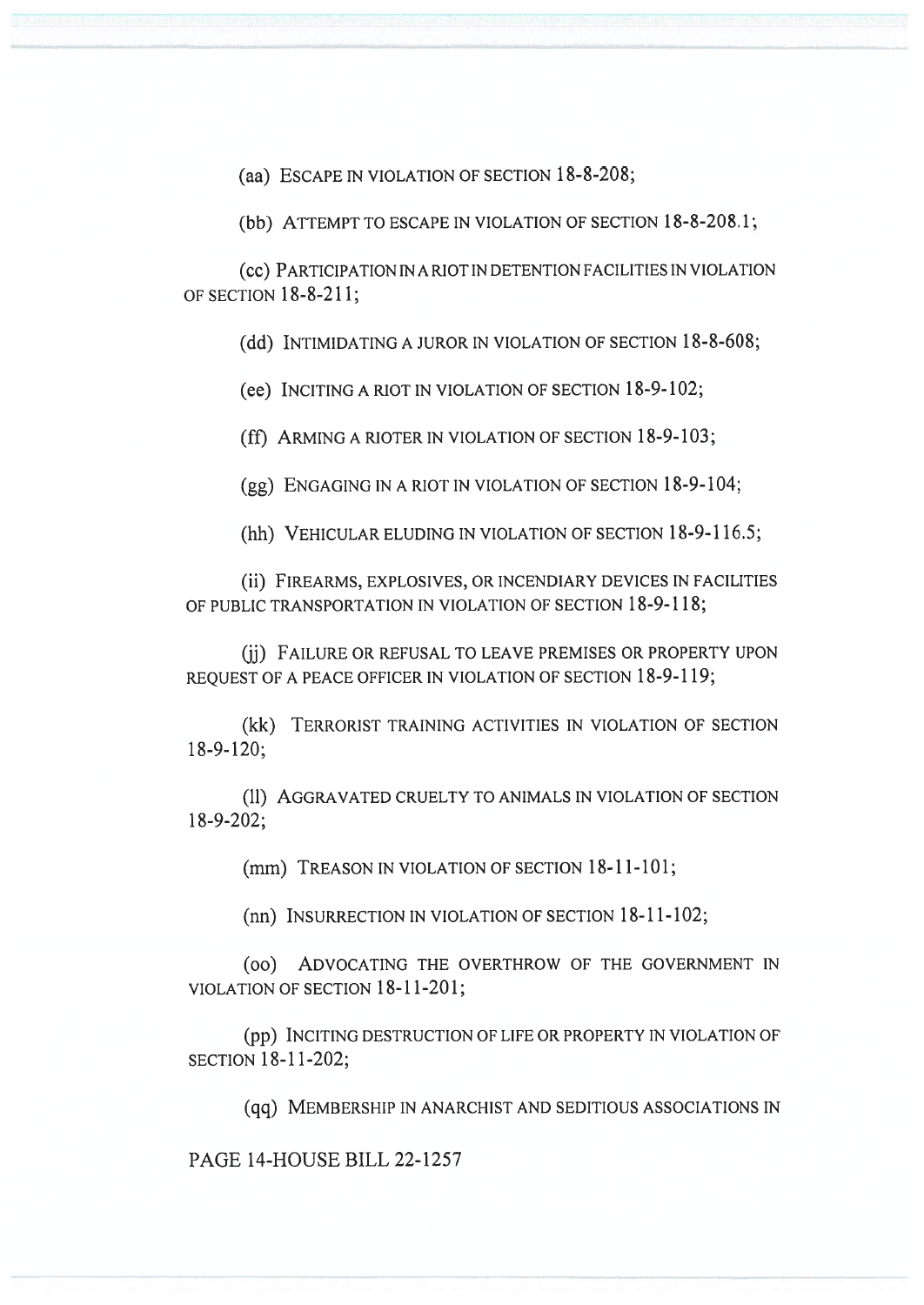(aa) ESCAPE IN VIOLATION OF SECTION 18-8-208;

(bb) ATTEMPT TO ESCAPE IN VIOLATION OF SECTION 18-8-208.1;

(cc) PARTICIPATION IN A RIOT IN DETENTION FACILITIES IN VIOLATION OF SECTION 18-8-211;

(dd) INTIMIDATING A JUROR IN VIOLATION OF SECTION 18-8-608;

(ee) INCITING A RIOT IN VIOLATION OF SECTION 18-9-102;

(ff) ARMING A RIOTER IN VIOLATION OF SECTION 18-9-103;

(gg) ENGAGING IN A RIOT IN VIOLATION OF SECTION 18-9-104;

(hh) VEHICULAR ELUDING IN VIOLATION OF SECTION 18-9-116.5;

(ii) FIREARMS, EXPLOSIVES, OR INCENDIARY DEVICES IN FACILITIES OF PUBLIC TRANSPORTATION IN VIOLATION OF SECTION 18-9-118;

(jj) FAILURE OR REFUSAL TO LEAVE PREMISES OR PROPERTY UPON REQUEST OF A PEACE OFFICER IN VIOLATION OF SECTION 18-9-119;

(kk) TERRORIST TRAINING ACTIVITIES IN VIOLATION OF SECTION 18-9-120;

(ll) AGGRAVATED CRUELTY TO ANIMALS IN VIOLATION OF SECTION 18-9-202;

(mm) TREASON IN VIOLATION OF SECTION 18-11-101;

(nn) INSURRECTION IN VIOLATION OF SECTION 18-11-102;

(oo) ADVOCATING THE OVERTHROW OF THE GOVERNMENT IN VIOLATION OF SECTION 18-11-201;

(pp) INCITING DESTRUCTION OF LIFE OR PROPERTY IN VIOLATION OF SECTION 18-11-202;

(qq) MEMBERSHIP IN ANARCHIST AND SEDITIOUS ASSOCIATIONS IN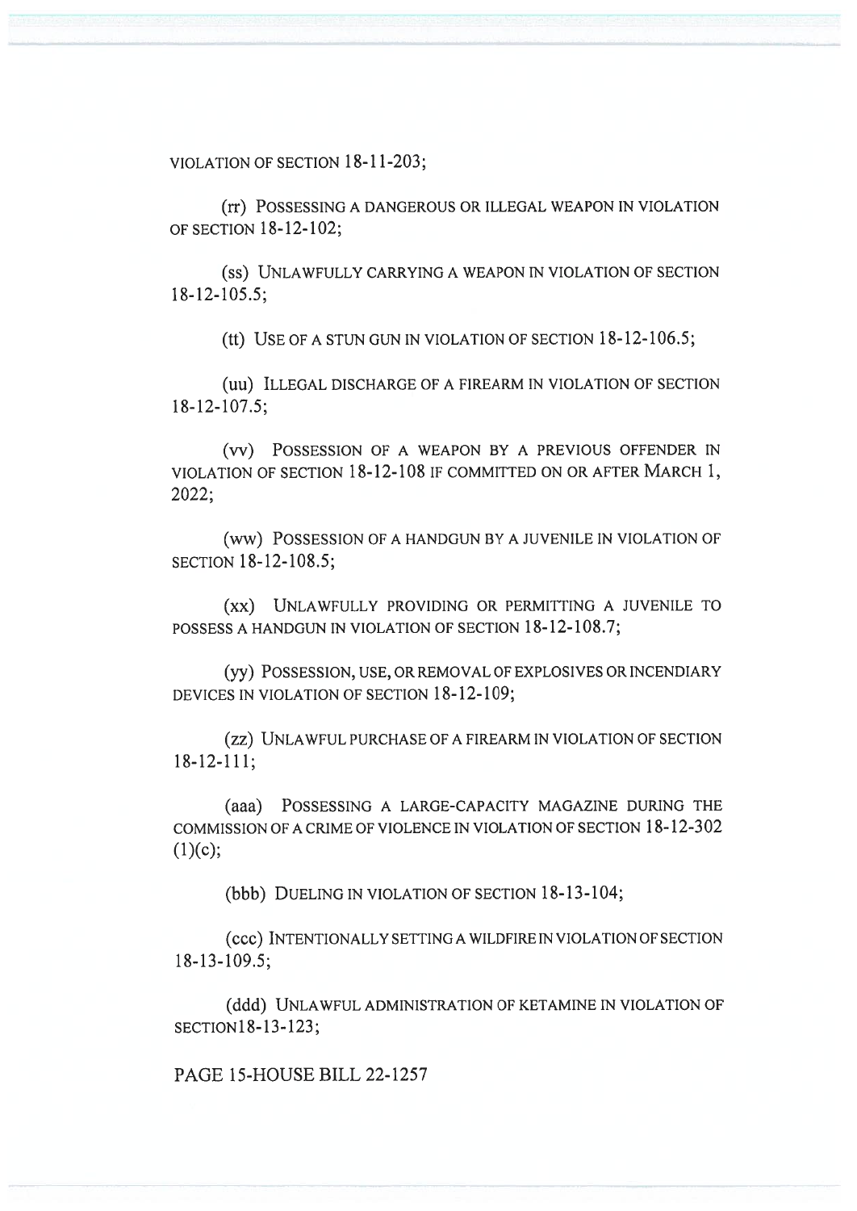VIOLATION OF SECTION 18-11-203;

(rr) POSSESSING A DANGEROUS OR ILLEGAL WEAPON IN VIOLATION OF SECTION 18-12-102;

(ss) UNLAWFULLY CARRYING A WEAPON IN VIOLATION OF SECTION 18-12-105.5;

(tt) USE OF A STUN GUN IN VIOLATION OF SECTION 18-12-106.5;

(uu) ILLEGAL DISCHARGE OF A FIREARM IN VIOLATION OF SECTION 18-12-107.5;

(vv) POSSESSION OF A WEAPON BY A PREVIOUS OFFENDER IN VIOLATION OF SECTION 18-12-108 IF COMMITTED ON OR AFTER MARCH 1, 2022;

(ww) POSSESSION OF A HANDGUN BY A JUVENILE IN VIOLATION OF SECTION 18-12-108.5;

(xx) UNLAWFULLY PROVIDING OR PERMITTING A JUVENILE TO POSSESS A HANDGUN IN VIOLATION OF SECTION 18-12-108.7;

(yy) POSSESSION, USE, OR REMOVAL OF EXPLOSIVES OR INCENDIARY DEVICES IN VIOLATION OF SECTION 18-12-109;

(zz) UNLAWFUL PURCHASE OF A FIREARM IN VIOLATION OF SECTION 18-12-111;

(aaa) POSSESSING A LARGE-CAPACITY MAGAZINE DURING THE COMMISSION OF A CRIME OF VIOLENCE IN VIOLATION OF SECTION 18-12-302 (1)(c);

(bbb) DUELING IN VIOLATION OF SECTION 18-13-104;

(ccc) INTENTIONALLY SETTING A WILDFIRE IN VIOLATION OF SECTION 18-13-109.5;

(ddd) UNLAWFUL ADMINISTRATION OF KETAMINE IN VIOLATION OF SECTION18-13-123;

PAGE 15-HOUSE BILL 22-1257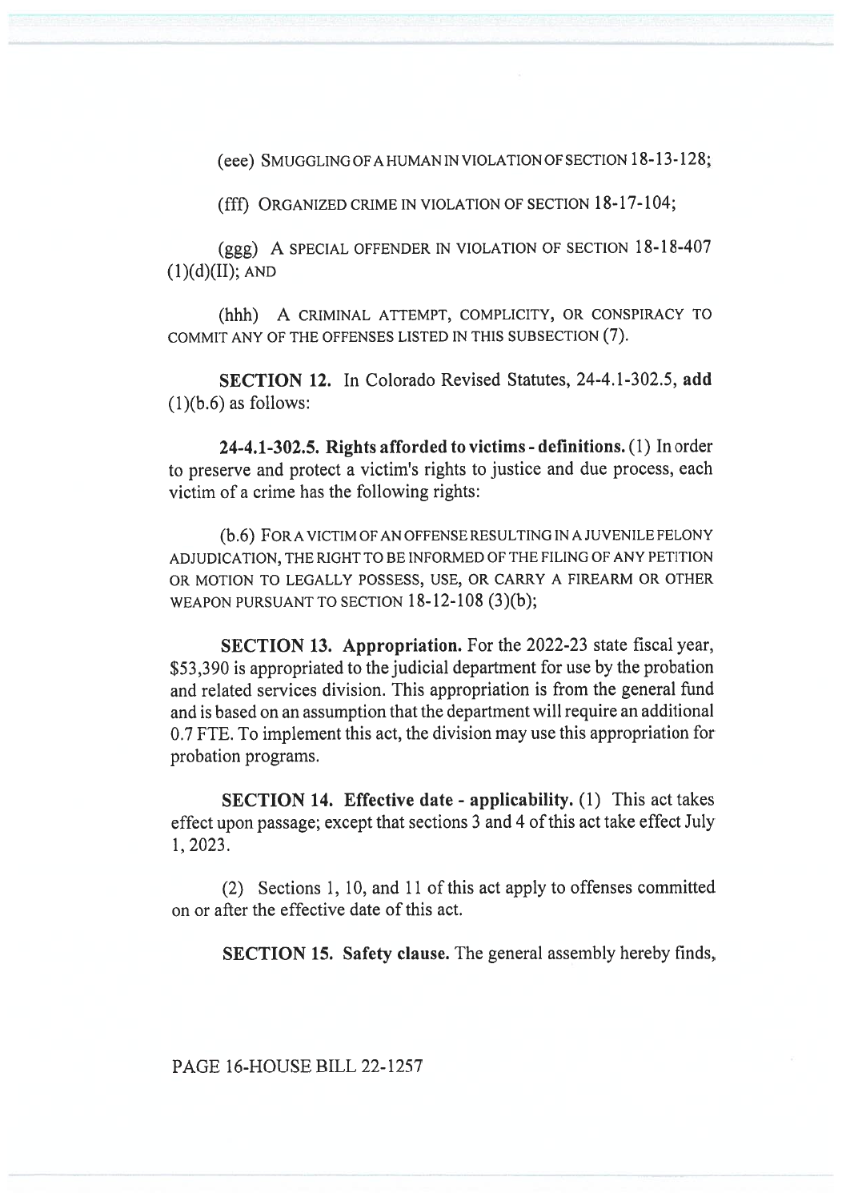(eee) SMUGGLING OF A HUMAN IN VIOLATION OF SECTION 18-13-128;

(fff) ORGANIZED CRIME IN VIOLATION OF SECTION 18-17-104;

(ggg) A SPECIAL OFFENDER IN VIOLATION OF SECTION 18-18-407 (1)(d)(II); AND

(hhh) A CRIMINAL ATTEMPT, COMPLICITY, OR CONSPIRACY TO COMMIT ANY OF THE OFFENSES LISTED IN THIS SUBSECTION (7).

**SECTION 12.** In Colorado Revised Statutes, 24-4.1-302.5, **add** (1)(b.6) as follows:

**24-4.1-302.5. Rights afforded to victims - definitions.** (1) In order to preserve and protect a victim's rights to justice and due process, each victim of a crime has the following rights:

(b.6) FOR A VICTIM OF AN OFFENSE RESULTING IN A JUVENILE FELONY ADJUDICATION, THE RIGHT TO BE INFORMED OF THE FILING OF ANY PETITION OR MOTION TO LEGALLY POSSESS, USE, OR CARRY A FIREARM OR OTHER WEAPON PURSUANT TO SECTION 18-12-108 (3)(b);

**SECTION 13. Appropriation.** For the 2022-23 state fiscal year, $53,390 is appropriated to the judicial department for use by the probation and related services division. This appropriation is from the general fund and is based on an assumption that the department will require an additional 0.7 FTE. To implement this act, the division may use this appropriation for probation programs.

**SECTION 14. Effective date - applicability.** (1) This act takes effect upon passage; except that sections 3 and 4 of this act take effect July 1, 2023.

(2) Sections 1, 10, and 11 of this act apply to offenses committed on or after the effective date of this act.

**SECTION 15. Safety clause.** The general assembly hereby finds,

PAGE 16-HOUSE BILL 22-1257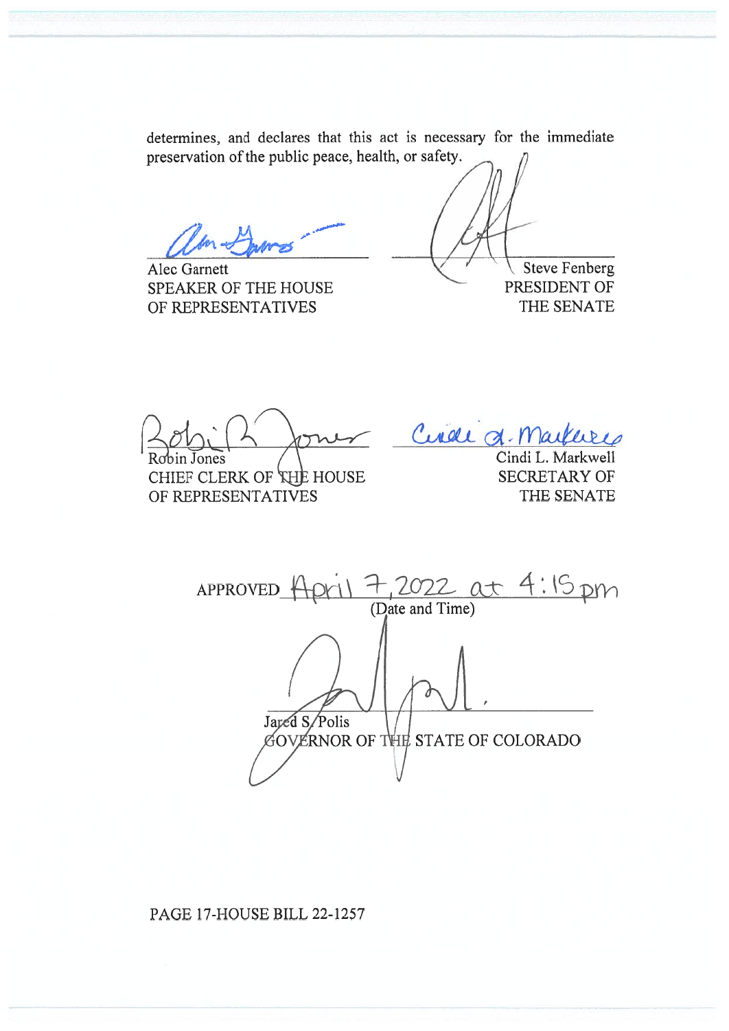determines, and declares that this act is necessary for the immediate preservation of the public peace, health, or safety.

Alec Garnett
SPEAKER OF THE HOUSE
OF REPRESENTATIVES

Steve Fenberg
PRESIDENT OF
THE SENATE

Robin Jones
CHIEF CLERK OF THE HOUSE
OF REPRESENTATIVES

Cindi L. Markwell
SECRETARY OF
THE SENATE

APPROVED April 7, 2022 at 4:15 pm
(Date and Time)

Jared S. Polis
GOVERNOR OF THE STATE OF COLORADO

PAGE 17-HOUSE BILL 22-1257